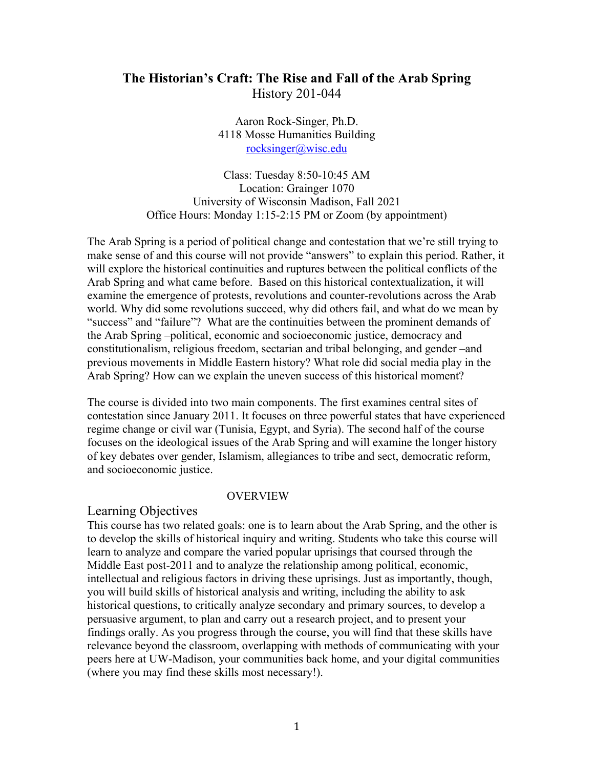# The Historian's Craft: The Rise and Fall of the Arab Spring

History 201-044

Aaron Rock-Singer, Ph.D.
4118 Mosse Humanities Building
rocksinger@wisc.edu

Class: Tuesday 8:50-10:45 AM
Location: Grainger 1070
University of Wisconsin Madison, Fall 2021
Office Hours: Monday 1:15-2:15 PM or Zoom (by appointment)

The Arab Spring is a period of political change and contestation that we're still trying to make sense of and this course will not provide "answers" to explain this period. Rather, it will explore the historical continuities and ruptures between the political conflicts of the Arab Spring and what came before. Based on this historical contextualization, it will examine the emergence of protests, revolutions and counter-revolutions across the Arab world. Why did some revolutions succeed, why did others fail, and what do we mean by "success" and "failure"? What are the continuities between the prominent demands of the Arab Spring –political, economic and socioeconomic justice, democracy and constitutionalism, religious freedom, sectarian and tribal belonging, and gender –and previous movements in Middle Eastern history? What role did social media play in the Arab Spring? How can we explain the uneven success of this historical moment?

The course is divided into two main components. The first examines central sites of contestation since January 2011. It focuses on three powerful states that have experienced regime change or civil war (Tunisia, Egypt, and Syria). The second half of the course focuses on the ideological issues of the Arab Spring and will examine the longer history of key debates over gender, Islamism, allegiances to tribe and sect, democratic reform, and socioeconomic justice.

## OVERVIEW

### Learning Objectives

This course has two related goals: one is to learn about the Arab Spring, and the other is to develop the skills of historical inquiry and writing. Students who take this course will learn to analyze and compare the varied popular uprisings that coursed through the Middle East post-2011 and to analyze the relationship among political, economic, intellectual and religious factors in driving these uprisings. Just as importantly, though, you will build skills of historical analysis and writing, including the ability to ask historical questions, to critically analyze secondary and primary sources, to develop a persuasive argument, to plan and carry out a research project, and to present your findings orally. As you progress through the course, you will find that these skills have relevance beyond the classroom, overlapping with methods of communicating with your peers here at UW-Madison, your communities back home, and your digital communities (where you may find these skills most necessary!).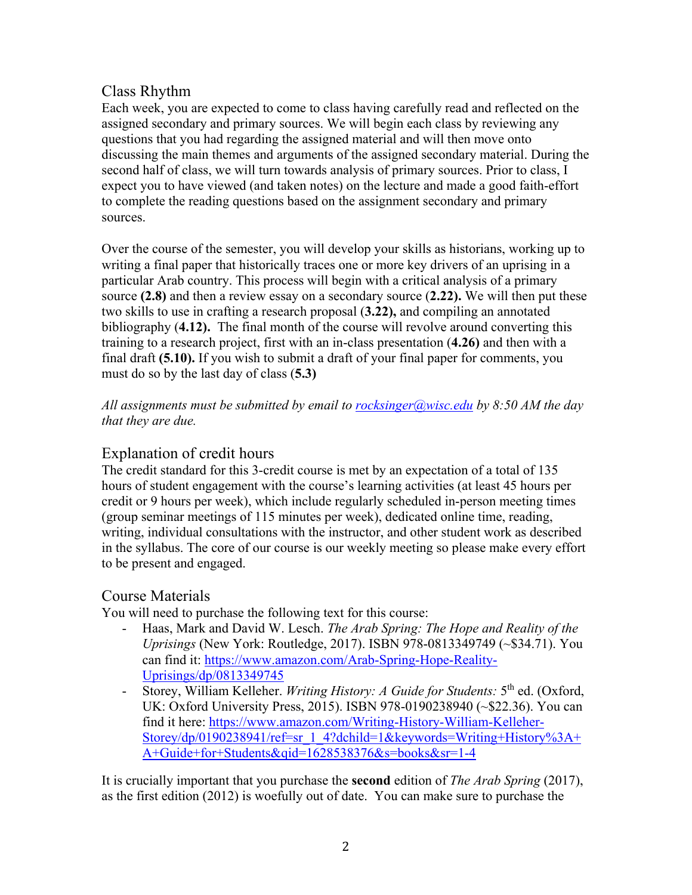## Class Rhythm

Each week, you are expected to come to class having carefully read and reflected on the assigned secondary and primary sources. We will begin each class by reviewing any questions that you had regarding the assigned material and will then move onto discussing the main themes and arguments of the assigned secondary material. During the second half of class, we will turn towards analysis of primary sources. Prior to class, I expect you to have viewed (and taken notes) on the lecture and made a good faith-effort to complete the reading questions based on the assignment secondary and primary sources.

Over the course of the semester, you will develop your skills as historians, working up to writing a final paper that historically traces one or more key drivers of an uprising in a particular Arab country. This process will begin with a critical analysis of a primary source **(2.8)** and then a review essay on a secondary source (**2.22).** We will then put these two skills to use in crafting a research proposal (**3.22),** and compiling an annotated bibliography (**4.12).** The final month of the course will revolve around converting this training to a research project, first with an in-class presentation (**4.26)** and then with a final draft **(5.10).** If you wish to submit a draft of your final paper for comments, you must do so by the last day of class (**5.3)**

*All assignments must be submitted by email to rocksinger@wisc.edu by 8:50 AM the day that they are due.*

## Explanation of credit hours

The credit standard for this 3-credit course is met by an expectation of a total of 135 hours of student engagement with the course's learning activities (at least 45 hours per credit or 9 hours per week), which include regularly scheduled in-person meeting times (group seminar meetings of 115 minutes per week), dedicated online time, reading, writing, individual consultations with the instructor, and other student work as described in the syllabus. The core of our course is our weekly meeting so please make every effort to be present and engaged.

## Course Materials

You will need to purchase the following text for this course:

- Haas, Mark and David W. Lesch. *The Arab Spring: The Hope and Reality of the Uprisings* (New York: Routledge, 2017). ISBN 978-0813349749 (~$34.71). You can find it: https://www.amazon.com/Arab-Spring-Hope-Reality-Uprisings/dp/0813349745
- Storey, William Kelleher. *Writing History: A Guide for Students:* 5th ed. (Oxford, UK: Oxford University Press, 2015). ISBN 978-0190238940 (~$22.36). You can find it here: https://www.amazon.com/Writing-History-William-Kelleher-Storey/dp/0190238941/ref=sr_1_4?dchild=1&keywords=Writing+History%3A+A+Guide+for+Students&qid=1628538376&s=books&sr=1-4

It is crucially important that you purchase the **second** edition of *The Arab Spring* (2017), as the first edition (2012) is woefully out of date. You can make sure to purchase the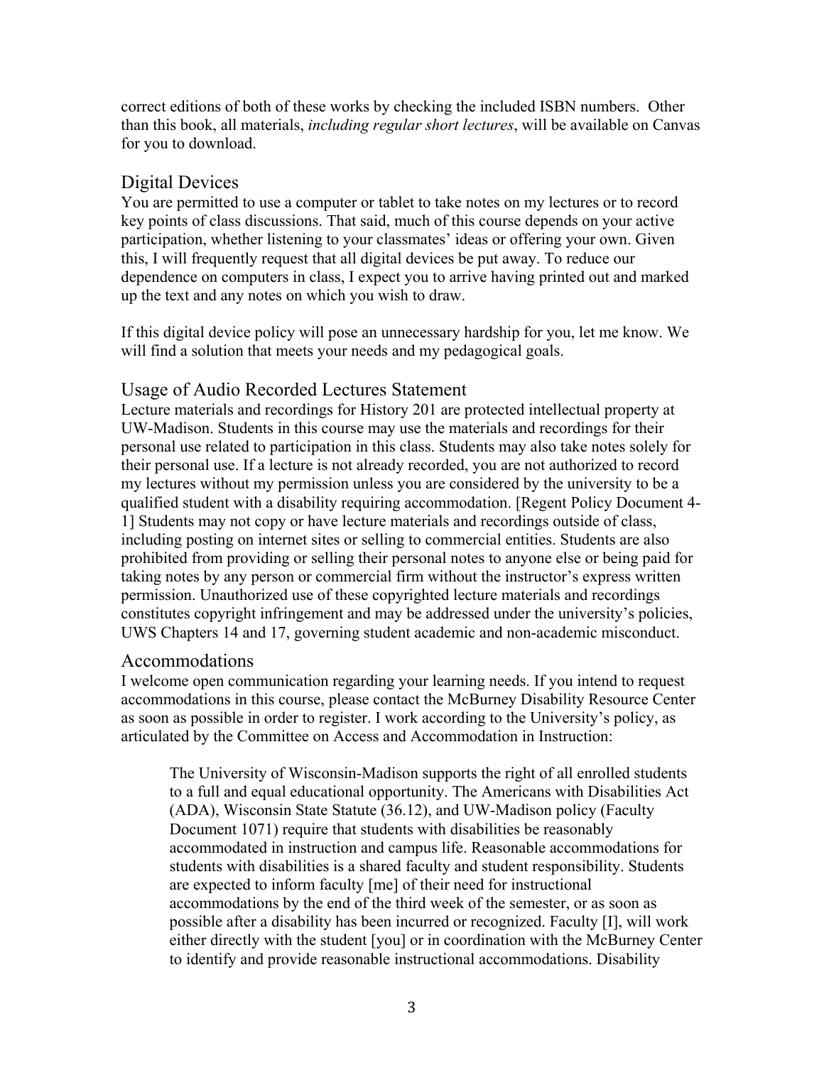correct editions of both of these works by checking the included ISBN numbers. Other than this book, all materials, *including regular short lectures*, will be available on Canvas for you to download.

## Digital Devices

You are permitted to use a computer or tablet to take notes on my lectures or to record key points of class discussions. That said, much of this course depends on your active participation, whether listening to your classmates' ideas or offering your own. Given this, I will frequently request that all digital devices be put away. To reduce our dependence on computers in class, I expect you to arrive having printed out and marked up the text and any notes on which you wish to draw.

If this digital device policy will pose an unnecessary hardship for you, let me know. We will find a solution that meets your needs and my pedagogical goals.

## Usage of Audio Recorded Lectures Statement

Lecture materials and recordings for History 201 are protected intellectual property at UW-Madison. Students in this course may use the materials and recordings for their personal use related to participation in this class. Students may also take notes solely for their personal use. If a lecture is not already recorded, you are not authorized to record my lectures without my permission unless you are considered by the university to be a qualified student with a disability requiring accommodation. [Regent Policy Document 4-1] Students may not copy or have lecture materials and recordings outside of class, including posting on internet sites or selling to commercial entities. Students are also prohibited from providing or selling their personal notes to anyone else or being paid for taking notes by any person or commercial firm without the instructor's express written permission. Unauthorized use of these copyrighted lecture materials and recordings constitutes copyright infringement and may be addressed under the university's policies, UWS Chapters 14 and 17, governing student academic and non-academic misconduct.

## Accommodations

I welcome open communication regarding your learning needs. If you intend to request accommodations in this course, please contact the McBurney Disability Resource Center as soon as possible in order to register. I work according to the University's policy, as articulated by the Committee on Access and Accommodation in Instruction:

> The University of Wisconsin-Madison supports the right of all enrolled students to a full and equal educational opportunity. The Americans with Disabilities Act (ADA), Wisconsin State Statute (36.12), and UW-Madison policy (Faculty Document 1071) require that students with disabilities be reasonably accommodated in instruction and campus life. Reasonable accommodations for students with disabilities is a shared faculty and student responsibility. Students are expected to inform faculty [me] of their need for instructional accommodations by the end of the third week of the semester, or as soon as possible after a disability has been incurred or recognized. Faculty [I], will work either directly with the student [you] or in coordination with the McBurney Center to identify and provide reasonable instructional accommodations. Disability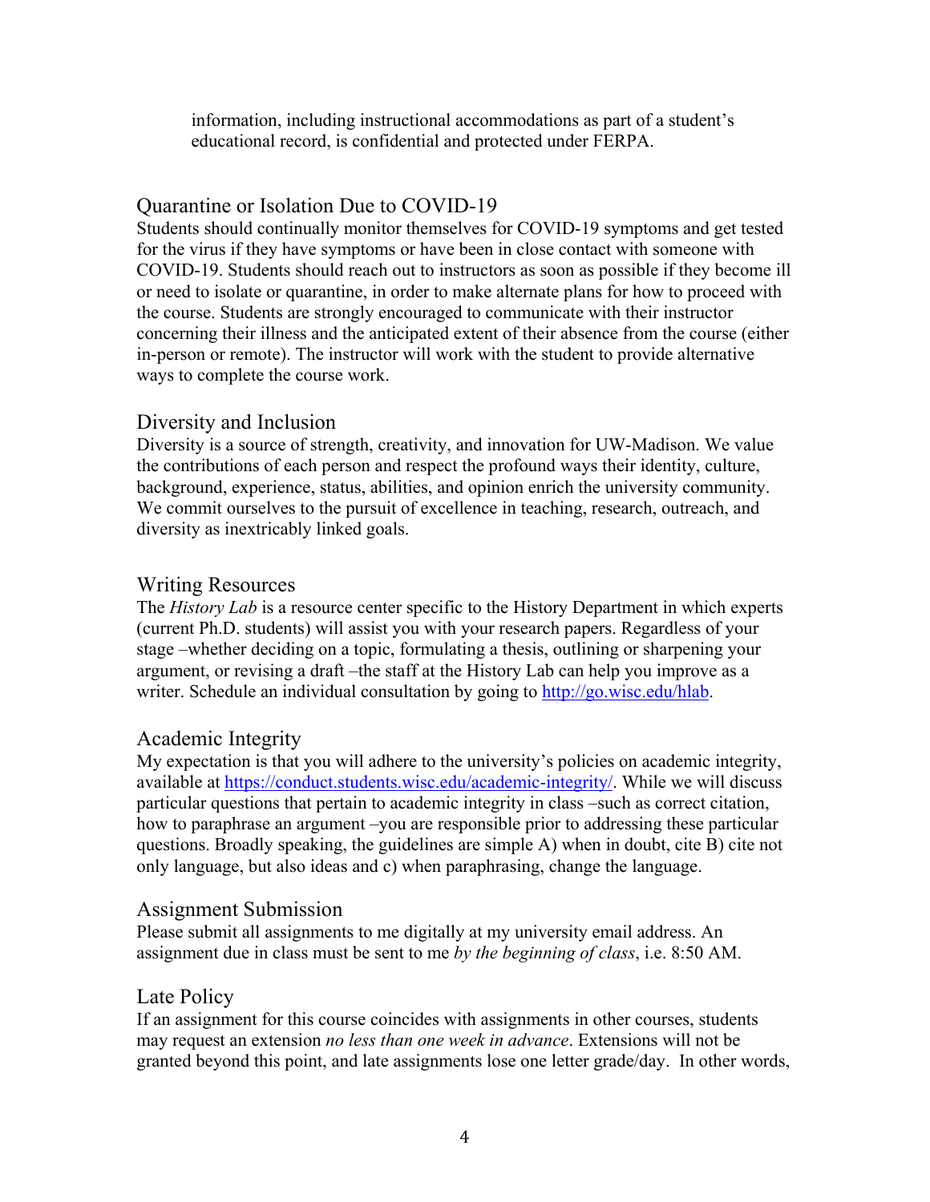information, including instructional accommodations as part of a student's educational record, is confidential and protected under FERPA.

## Quarantine or Isolation Due to COVID-19

Students should continually monitor themselves for COVID-19 symptoms and get tested for the virus if they have symptoms or have been in close contact with someone with COVID-19. Students should reach out to instructors as soon as possible if they become ill or need to isolate or quarantine, in order to make alternate plans for how to proceed with the course. Students are strongly encouraged to communicate with their instructor concerning their illness and the anticipated extent of their absence from the course (either in-person or remote). The instructor will work with the student to provide alternative ways to complete the course work.

## Diversity and Inclusion

Diversity is a source of strength, creativity, and innovation for UW-Madison. We value the contributions of each person and respect the profound ways their identity, culture, background, experience, status, abilities, and opinion enrich the university community. We commit ourselves to the pursuit of excellence in teaching, research, outreach, and diversity as inextricably linked goals.

## Writing Resources

The *History Lab* is a resource center specific to the History Department in which experts (current Ph.D. students) will assist you with your research papers. Regardless of your stage –whether deciding on a topic, formulating a thesis, outlining or sharpening your argument, or revising a draft –the staff at the History Lab can help you improve as a writer. Schedule an individual consultation by going to [http://go.wisc.edu/hlab](http://go.wisc.edu/hlab).

## Academic Integrity

My expectation is that you will adhere to the university's policies on academic integrity, available at [https://conduct.students.wisc.edu/academic-integrity/](https://conduct.students.wisc.edu/academic-integrity/). While we will discuss particular questions that pertain to academic integrity in class –such as correct citation, how to paraphrase an argument –you are responsible prior to addressing these particular questions. Broadly speaking, the guidelines are simple A) when in doubt, cite B) cite not only language, but also ideas and c) when paraphrasing, change the language.

## Assignment Submission

Please submit all assignments to me digitally at my university email address. An assignment due in class must be sent to me *by the beginning of class*, i.e. 8:50 AM.

## Late Policy

If an assignment for this course coincides with assignments in other courses, students may request an extension *no less than one week in advance*. Extensions will not be granted beyond this point, and late assignments lose one letter grade/day. In other words,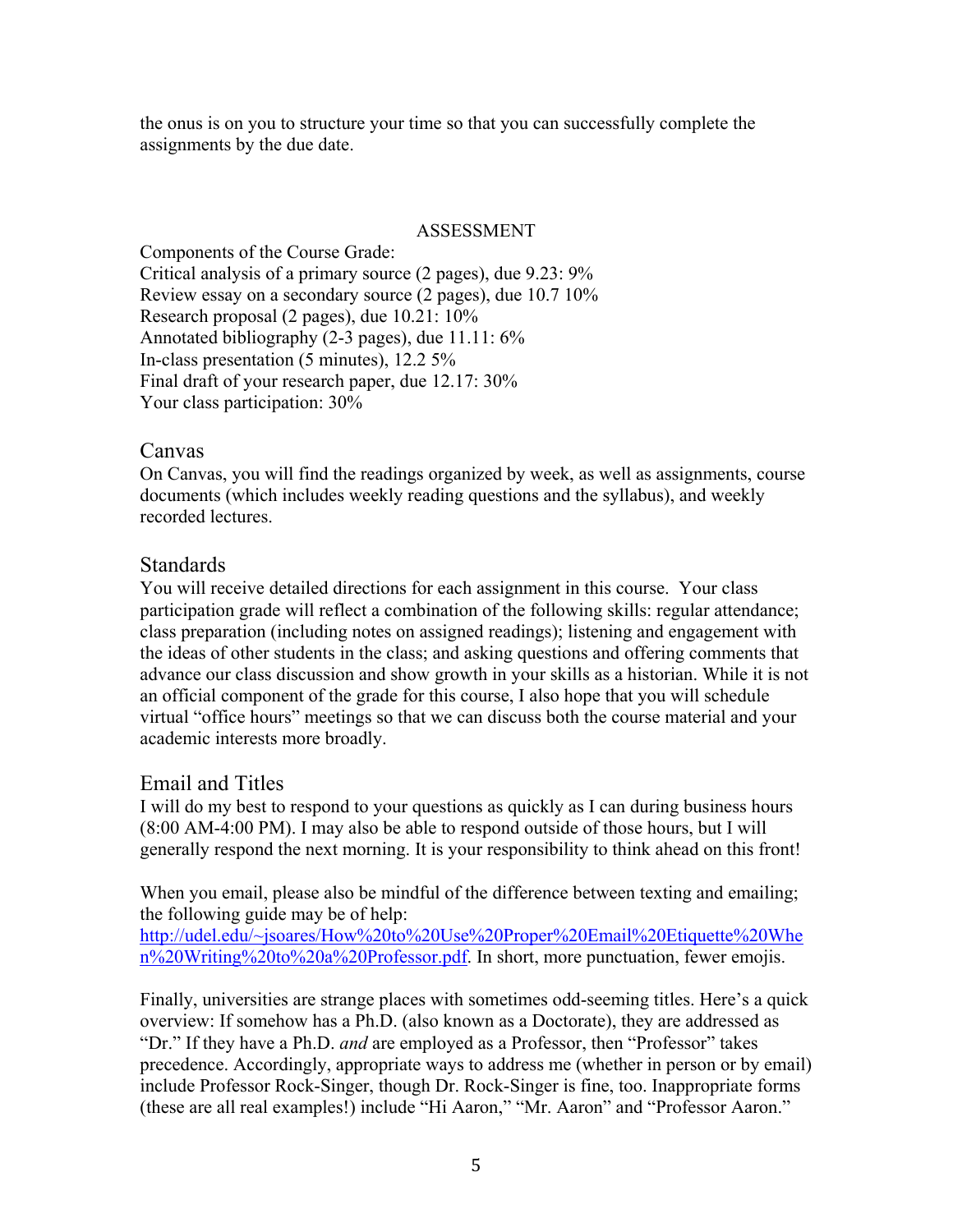the onus is on you to structure your time so that you can successfully complete the assignments by the due date.

## ASSESSMENT

Components of the Course Grade:
Critical analysis of a primary source (2 pages), due 9.23: 9%
Review essay on a secondary source (2 pages), due 10.7 10%
Research proposal (2 pages), due 10.21: 10%
Annotated bibliography (2-3 pages), due 11.11: 6%
In-class presentation (5 minutes), 12.2 5%
Final draft of your research paper, due 12.17: 30%
Your class participation: 30%

## Canvas

On Canvas, you will find the readings organized by week, as well as assignments, course documents (which includes weekly reading questions and the syllabus), and weekly recorded lectures.

## Standards

You will receive detailed directions for each assignment in this course. Your class participation grade will reflect a combination of the following skills: regular attendance; class preparation (including notes on assigned readings); listening and engagement with the ideas of other students in the class; and asking questions and offering comments that advance our class discussion and show growth in your skills as a historian. While it is not an official component of the grade for this course, I also hope that you will schedule virtual "office hours" meetings so that we can discuss both the course material and your academic interests more broadly.

## Email and Titles

I will do my best to respond to your questions as quickly as I can during business hours (8:00 AM-4:00 PM). I may also be able to respond outside of those hours, but I will generally respond the next morning. It is your responsibility to think ahead on this front!

When you email, please also be mindful of the difference between texting and emailing; the following guide may be of help: [http://udel.edu/~jsoares/How%20to%20Use%20Proper%20Email%20Etiquette%20When%20Writing%20to%20a%20Professor.pdf](http://udel.edu/~jsoares/How%20to%20Use%20Proper%20Email%20Etiquette%20When%20Writing%20to%20a%20Professor.pdf). In short, more punctuation, fewer emojis.

Finally, universities are strange places with sometimes odd-seeming titles. Here's a quick overview: If somehow has a Ph.D. (also known as a Doctorate), they are addressed as "Dr." If they have a Ph.D. *and* are employed as a Professor, then "Professor" takes precedence. Accordingly, appropriate ways to address me (whether in person or by email) include Professor Rock-Singer, though Dr. Rock-Singer is fine, too. Inappropriate forms (these are all real examples!) include "Hi Aaron," "Mr. Aaron" and "Professor Aaron."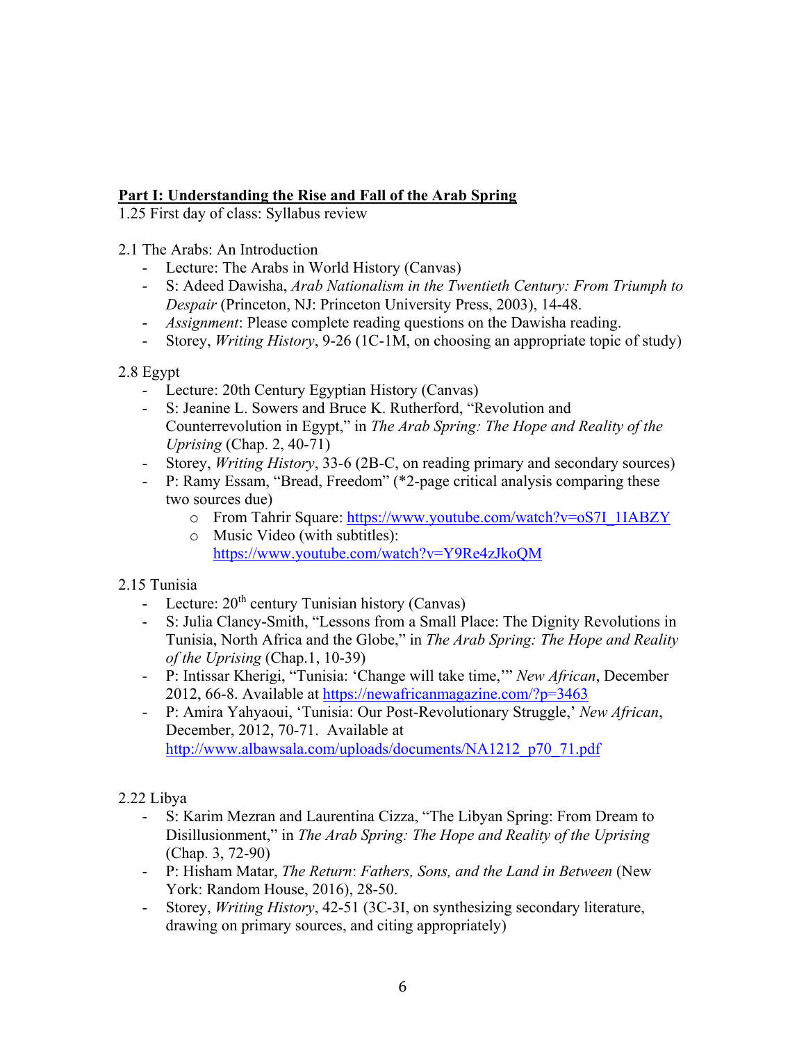**Part I: Understanding the Rise and Fall of the Arab Spring**

1.25 First day of class: Syllabus review

2.1 The Arabs: An Introduction

- Lecture: The Arabs in World History (Canvas)
- S: Adeed Dawisha, *Arab Nationalism in the Twentieth Century: From Triumph to Despair* (Princeton, NJ: Princeton University Press, 2003), 14-48.
- *Assignment*: Please complete reading questions on the Dawisha reading.
- Storey, *Writing History*, 9-26 (1C-1M, on choosing an appropriate topic of study)

2.8 Egypt

- Lecture: 20th Century Egyptian History (Canvas)
- S: Jeanine L. Sowers and Bruce K. Rutherford, "Revolution and Counterrevolution in Egypt," in *The Arab Spring: The Hope and Reality of the Uprising* (Chap. 2, 40-71)
- Storey, *Writing History*, 33-6 (2B-C, on reading primary and secondary sources)
- P: Ramy Essam, "Bread, Freedom" (*2-page critical analysis comparing these two sources due)
  - From Tahrir Square: https://www.youtube.com/watch?v=oS7I_1IABZY
  - Music Video (with subtitles): https://www.youtube.com/watch?v=Y9Re4zJkoQM

2.15 Tunisia

- Lecture: 20th century Tunisian history (Canvas)
- S: Julia Clancy-Smith, "Lessons from a Small Place: The Dignity Revolutions in Tunisia, North Africa and the Globe," in *The Arab Spring: The Hope and Reality of the Uprising* (Chap.1, 10-39)
- P: Intissar Kherigi, "Tunisia: 'Change will take time,'" *New African*, December 2012, 66-8. Available at https://newafricanmagazine.com/?p=3463
- P: Amira Yahyaoui, 'Tunisia: Our Post-Revolutionary Struggle,' *New African*, December, 2012, 70-71. Available at http://www.albawsala.com/uploads/documents/NA1212_p70_71.pdf

2.22 Libya

- S: Karim Mezran and Laurentina Cizza, "The Libyan Spring: From Dream to Disillusionment," in *The Arab Spring: The Hope and Reality of the Uprising* (Chap. 3, 72-90)
- P: Hisham Matar, *The Return*: *Fathers, Sons, and the Land in Between* (New York: Random House, 2016), 28-50.
- Storey, *Writing History*, 42-51 (3C-3I, on synthesizing secondary literature, drawing on primary sources, and citing appropriately)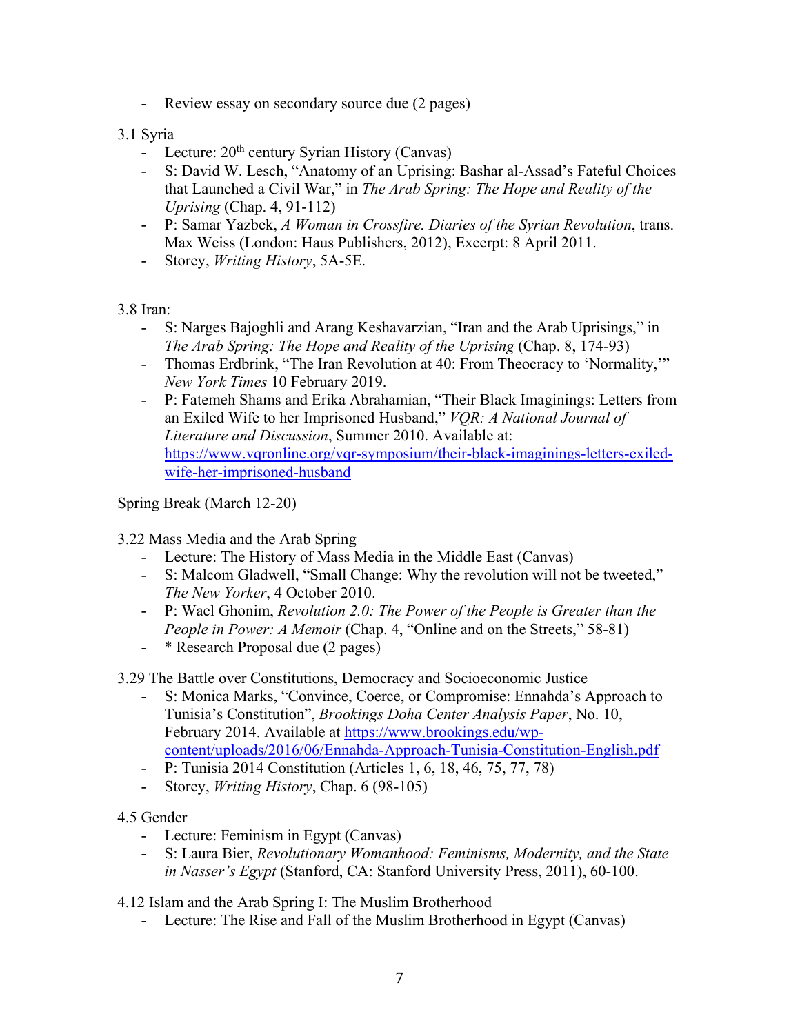- Review essay on secondary source due (2 pages)

3.1 Syria

- Lecture: 20th century Syrian History (Canvas)
- S: David W. Lesch, "Anatomy of an Uprising: Bashar al-Assad's Fateful Choices that Launched a Civil War," in *The Arab Spring: The Hope and Reality of the Uprising* (Chap. 4, 91-112)
- P: Samar Yazbek, *A Woman in Crossfire. Diaries of the Syrian Revolution*, trans. Max Weiss (London: Haus Publishers, 2012), Excerpt: 8 April 2011.
- Storey, *Writing History*, 5A-5E.

3.8 Iran:

- S: Narges Bajoghli and Arang Keshavarzian, "Iran and the Arab Uprisings," in *The Arab Spring: The Hope and Reality of the Uprising* (Chap. 8, 174-93)
- Thomas Erdbrink, "The Iran Revolution at 40: From Theocracy to 'Normality,'" *New York Times* 10 February 2019.
- P: Fatemeh Shams and Erika Abrahamian, "Their Black Imaginings: Letters from an Exiled Wife to her Imprisoned Husband," *VQR: A National Journal of Literature and Discussion*, Summer 2010. Available at: https://www.vqronline.org/vqr-symposium/their-black-imaginings-letters-exiled-wife-her-imprisoned-husband

Spring Break (March 12-20)

3.22 Mass Media and the Arab Spring

- Lecture: The History of Mass Media in the Middle East (Canvas)
- S: Malcom Gladwell, "Small Change: Why the revolution will not be tweeted," *The New Yorker*, 4 October 2010.
- P: Wael Ghonim, *Revolution 2.0: The Power of the People is Greater than the People in Power: A Memoir* (Chap. 4, "Online and on the Streets," 58-81)
- * Research Proposal due (2 pages)

3.29 The Battle over Constitutions, Democracy and Socioeconomic Justice

- S: Monica Marks, "Convince, Coerce, or Compromise: Ennahda's Approach to Tunisia's Constitution", *Brookings Doha Center Analysis Paper*, No. 10, February 2014. Available at https://www.brookings.edu/wp-content/uploads/2016/06/Ennahda-Approach-Tunisia-Constitution-English.pdf
- P: Tunisia 2014 Constitution (Articles 1, 6, 18, 46, 75, 77, 78)
- Storey, *Writing History*, Chap. 6 (98-105)

4.5 Gender

- Lecture: Feminism in Egypt (Canvas)
- S: Laura Bier, *Revolutionary Womanhood: Feminisms, Modernity, and the State in Nasser's Egypt* (Stanford, CA: Stanford University Press, 2011), 60-100.

4.12 Islam and the Arab Spring I: The Muslim Brotherhood

- Lecture: The Rise and Fall of the Muslim Brotherhood in Egypt (Canvas)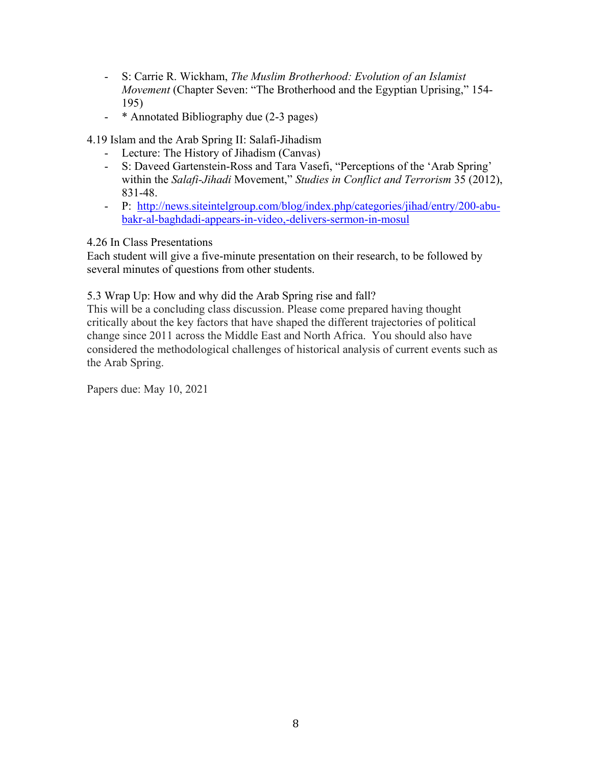- S: Carrie R. Wickham, *The Muslim Brotherhood: Evolution of an Islamist Movement* (Chapter Seven: "The Brotherhood and the Egyptian Uprising," 154-195)
- * Annotated Bibliography due (2-3 pages)

4.19 Islam and the Arab Spring II: Salafi-Jihadism

- Lecture: The History of Jihadism (Canvas)
- S: Daveed Gartenstein-Ross and Tara Vasefi, "Perceptions of the 'Arab Spring' within the *Salafi-Jihadi* Movement," *Studies in Conflict and Terrorism* 35 (2012), 831-48.
- P: [http://news.siteintelgroup.com/blog/index.php/categories/jihad/entry/200-abu-bakr-al-baghdadi-appears-in-video,-delivers-sermon-in-mosul](http://news.siteintelgroup.com/blog/index.php/categories/jihad/entry/200-abu-bakr-al-baghdadi-appears-in-video,-delivers-sermon-in-mosul)

4.26 In Class Presentations

Each student will give a five-minute presentation on their research, to be followed by several minutes of questions from other students.

5.3 Wrap Up: How and why did the Arab Spring rise and fall?

This will be a concluding class discussion. Please come prepared having thought critically about the key factors that have shaped the different trajectories of political change since 2011 across the Middle East and North Africa. You should also have considered the methodological challenges of historical analysis of current events such as the Arab Spring.

Papers due: May 10, 2021